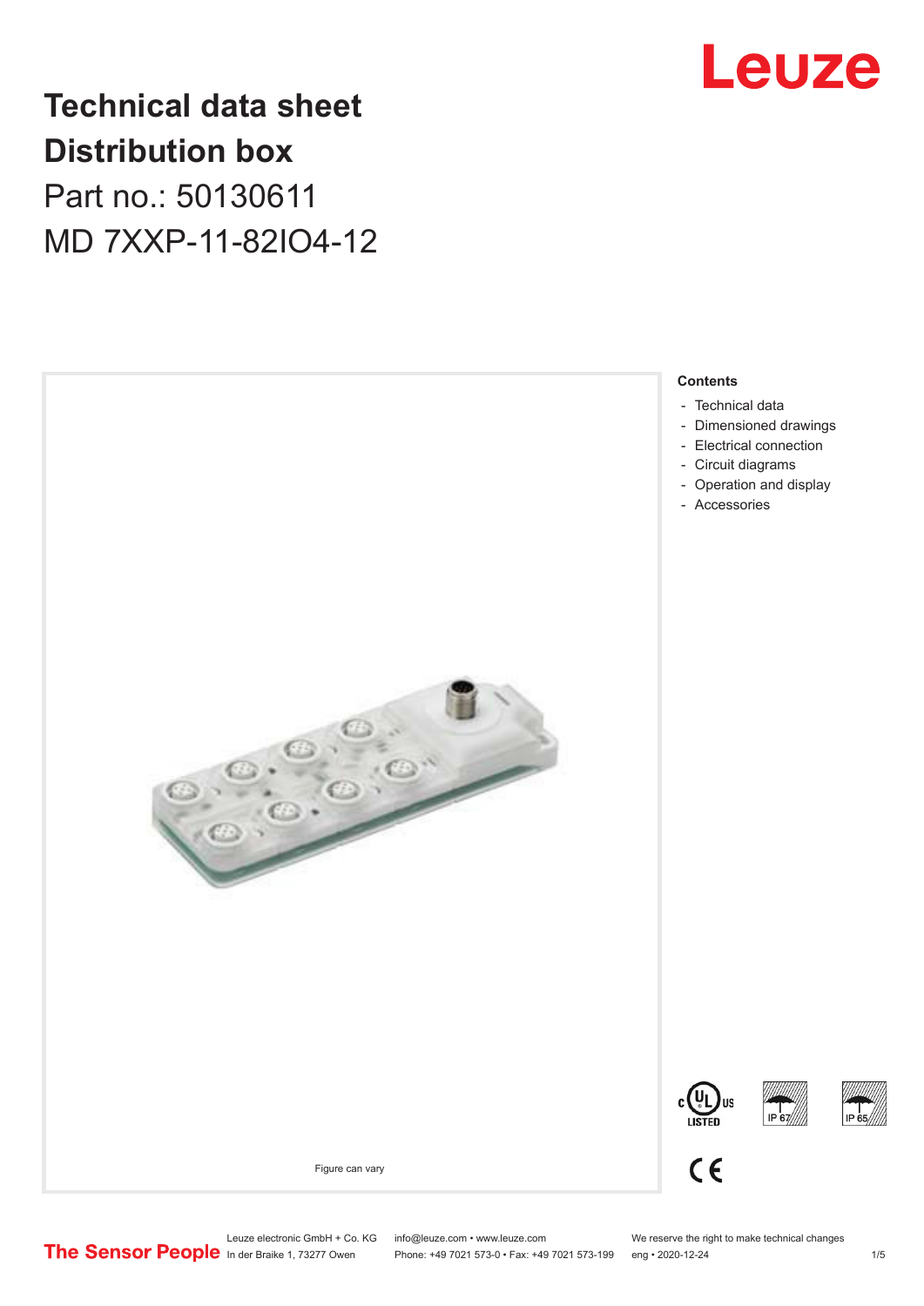# Technical data sheet
# Distribution box

Part no.: 50130611

MD 7XXP-11-82IO4-12

Figure can vary

**Contents**

- Technical data
- Dimensioned drawings
- Electrical connection
- Circuit diagrams
- Operation and display
- Accessories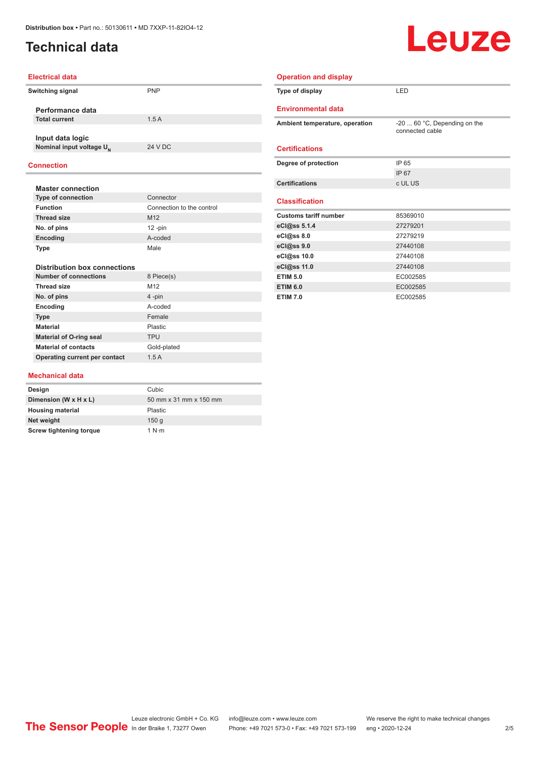# Technical data

## Electrical data

| | |
|---|---|
| **Switching signal** | PNP |

### Performance data

| | |
|---|---|
| **Total current** | 1.5 A |

### Input data logic

| | |
|---|---|
| **Nominal input voltage $U_N$** | 24 V DC |

## Connection

### Master connection

| | |
|---|---|
| **Type of connection** | Connector |
| **Function** | Connection to the control |
| **Thread size** | M12 |
| **No. of pins** | 12 -pin |
| **Encoding** | A-coded |
| **Type** | Male |

### Distribution box connections

| | |
|---|---|
| **Number of connections** | 8 Piece(s) |
| **Thread size** | M12 |
| **No. of pins** | 4 -pin |
| **Encoding** | A-coded |
| **Type** | Female |
| **Material** | Plastic |
| **Material of O-ring seal** | TPU |
| **Material of contacts** | Gold-plated |
| **Operating current per contact** | 1.5 A |

## Mechanical data

| | |
|---|---|
| **Design** | Cubic |
| **Dimension (W x H x L)** | 50 mm x 31 mm x 150 mm |
| **Housing material** | Plastic |
| **Net weight** | 150 g |
| **Screw tightening torque** | 1 N·m |

## Operation and display

| | |
|---|---|
| **Type of display** | LED |

## Environmental data

| | |
|---|---|
| **Ambient temperature, operation** | -20 ... 60 °C, Depending on the connected cable |

## Certifications

| | |
|---|---|
| **Degree of protection** | IP 65 |
| | IP 67 |
| **Certifications** | c UL US |

## Classification

| | |
|---|---|
| **Customs tariff number** | 85369010 |
| **eCl@ss 5.1.4** | 27279201 |
| **eCl@ss 8.0** | 27279219 |
| **eCl@ss 9.0** | 27440108 |
| **eCl@ss 10.0** | 27440108 |
| **eCl@ss 11.0** | 27440108 |
| **ETIM 5.0** | EC002585 |
| **ETIM 6.0** | EC002585 |
| **ETIM 7.0** | EC002585 |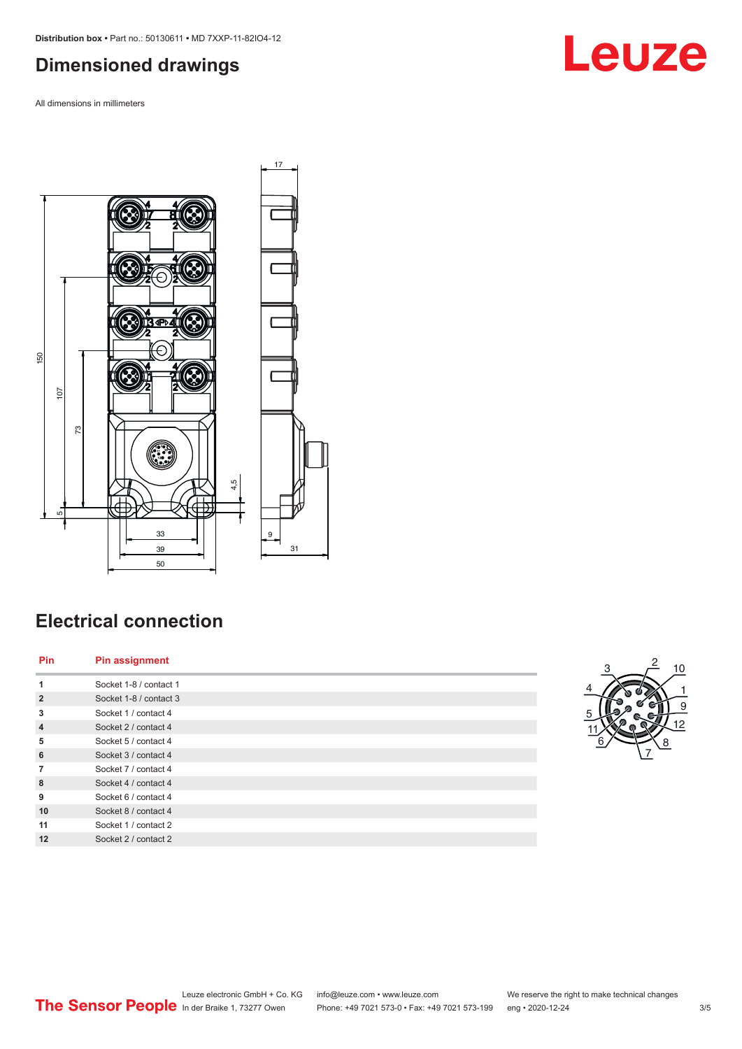## Dimensioned drawings

All dimensions in millimeters

## Electrical connection

| Pin | Pin assignment |
|---|---|
| 1 | Socket 1-8 / contact 1 |
| 2 | Socket 1-8 / contact 3 |
| 3 | Socket 1 / contact 4 |
| 4 | Socket 2 / contact 4 |
| 5 | Socket 5 / contact 4 |
| 6 | Socket 3 / contact 4 |
| 7 | Socket 7 / contact 4 |
| 8 | Socket 4 / contact 4 |
| 9 | Socket 6 / contact 4 |
| 10 | Socket 8 / contact 4 |
| 11 | Socket 1 / contact 2 |
| 12 | Socket 2 / contact 2 |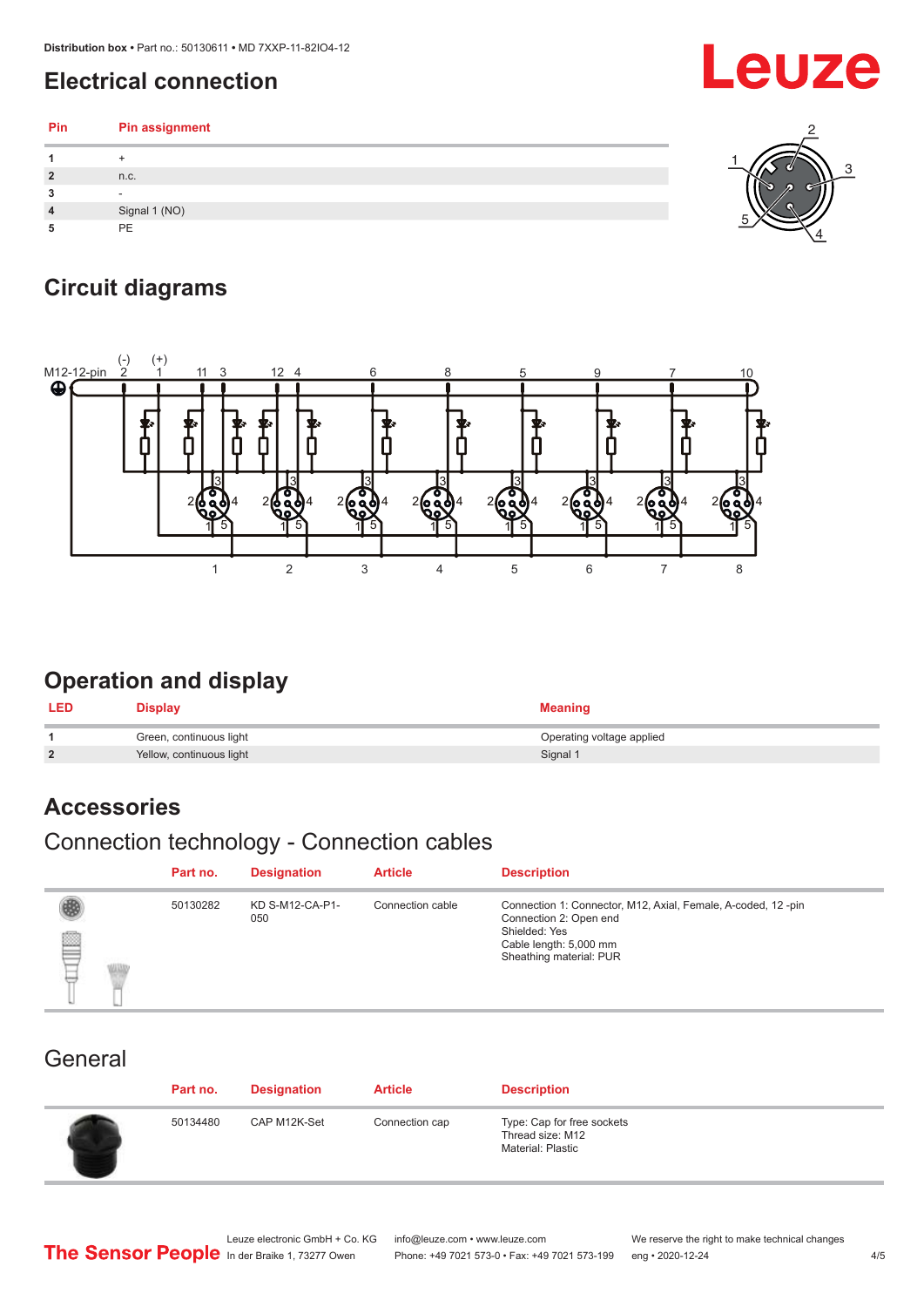# Electrical connection

| Pin | Pin assignment |
|---|---|
| 1 | + |
| 2 | n.c. |
| 3 | - |
| 4 | Signal 1 (NO) |
| 5 | PE |

# Circuit diagrams

# Operation and display

| LED | Display | Meaning |
|---|---|---|
| 1 | Green, continuous light | Operating voltage applied |
| 2 | Yellow, continuous light | Signal 1 |

# Accessories

## Connection technology - Connection cables

| | Part no. | Designation | Article | Description |
|---|---|---|---|---|
| | 50130282 | KD S-M12-CA-P1-050 | Connection cable | Connection 1: Connector, M12, Axial, Female, A-coded, 12 -pin<br>Connection 2: Open end<br>Shielded: Yes<br>Cable length: 5,000 mm<br>Sheathing material: PUR |

## General

| | Part no. | Designation | Article | Description |
|---|---|---|---|---|
| | 50134480 | CAP M12K-Set | Connection cap | Type: Cap for free sockets<br>Thread size: M12<br>Material: Plastic |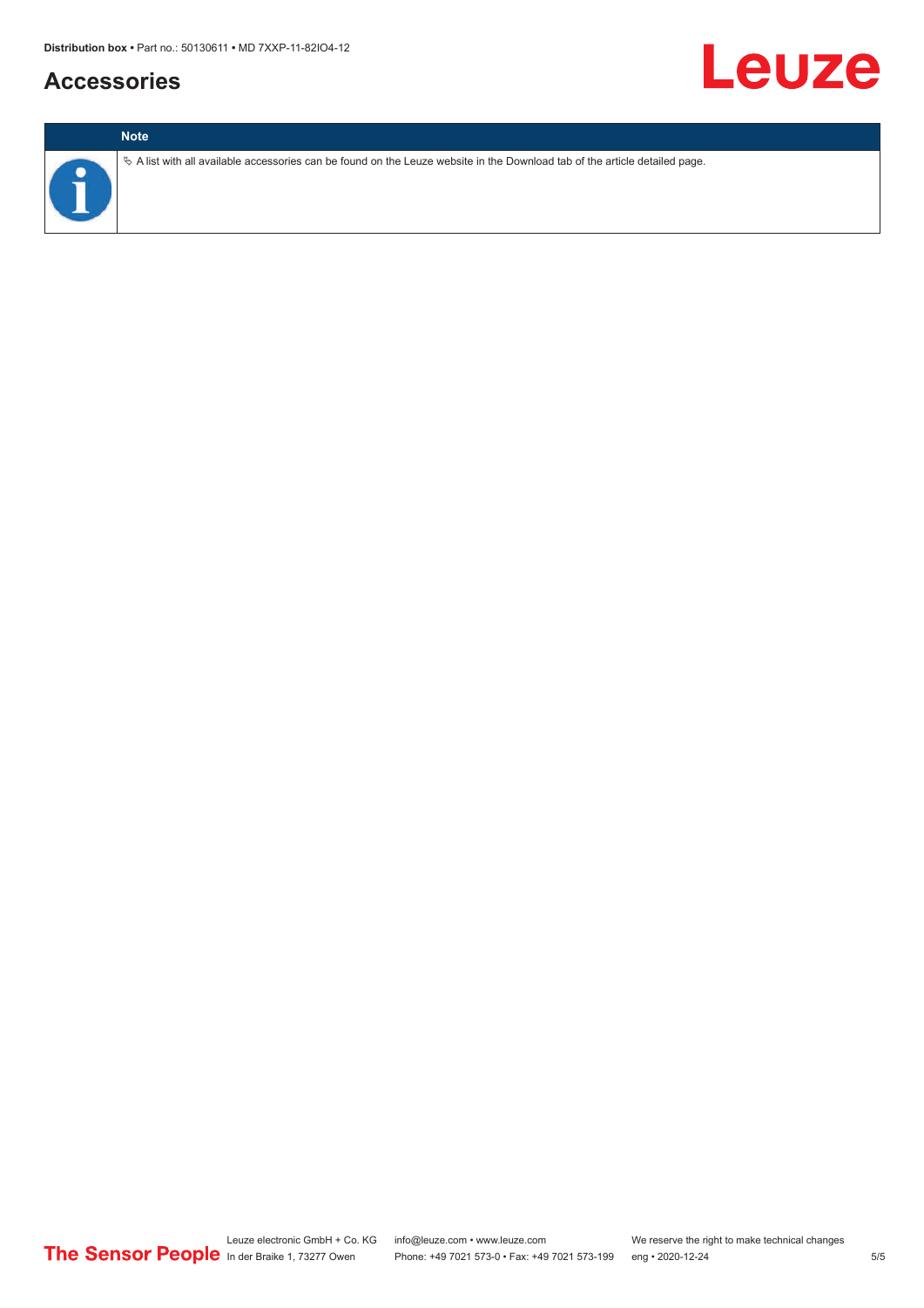## Accessories

| | Note |
|---|---|
| | ↳ A list with all available accessories can be found on the Leuze website in the Download tab of the article detailed page. |